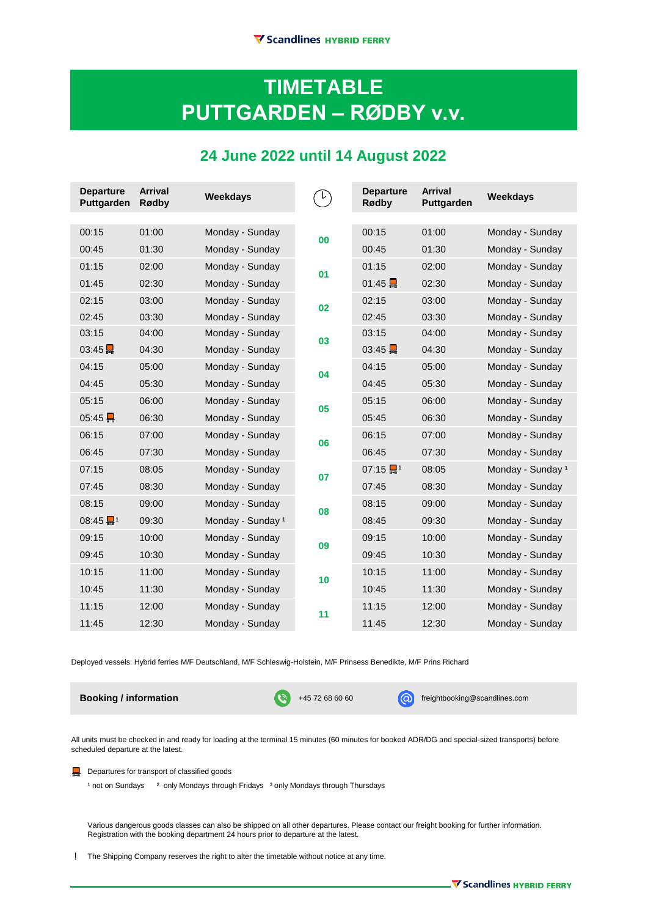# TIMETABLE
# PUTTGARDEN – RØDBY v.v.

## 24 June 2022 until 14 August 2022

| Departure Puttgarden | Arrival Rødby | Weekdays | 🕐 | Departure Rødby | Arrival Puttgarden | Weekdays |
|---|---|---|---|---|---|---|
| 00:15 | 01:00 | Monday - Sunday | 00 | 00:15 | 01:00 | Monday - Sunday |
| 00:45 | 01:30 | Monday - Sunday | | 00:45 | 01:30 | Monday - Sunday |
| 01:15 | 02:00 | Monday - Sunday | 01 | 01:15 | 02:00 | Monday - Sunday |
| 01:45 | 02:30 | Monday - Sunday | | 01:45 🚛 | 02:30 | Monday - Sunday |
| 02:15 | 03:00 | Monday - Sunday | 02 | 02:15 | 03:00 | Monday - Sunday |
| 02:45 | 03:30 | Monday - Sunday | | 02:45 | 03:30 | Monday - Sunday |
| 03:15 | 04:00 | Monday - Sunday | 03 | 03:15 | 04:00 | Monday - Sunday |
| 03:45 🚛 | 04:30 | Monday - Sunday | | 03:45 🚛 | 04:30 | Monday - Sunday |
| 04:15 | 05:00 | Monday - Sunday | 04 | 04:15 | 05:00 | Monday - Sunday |
| 04:45 | 05:30 | Monday - Sunday | | 04:45 | 05:30 | Monday - Sunday |
| 05:15 | 06:00 | Monday - Sunday | 05 | 05:15 | 06:00 | Monday - Sunday |
| 05:45 🚛 | 06:30 | Monday - Sunday | | 05:45 | 06:30 | Monday - Sunday |
| 06:15 | 07:00 | Monday - Sunday | 06 | 06:15 | 07:00 | Monday - Sunday |
| 06:45 | 07:30 | Monday - Sunday | | 06:45 | 07:30 | Monday - Sunday |
| 07:15 | 08:05 | Monday - Sunday | 07 | 07:15 🚛[1] | 08:05 | Monday - Sunday [1] |
| 07:45 | 08:30 | Monday - Sunday | | 07:45 | 08:30 | Monday - Sunday |
| 08:15 | 09:00 | Monday - Sunday | 08 | 08:15 | 09:00 | Monday - Sunday |
| 08:45 🚛[1] | 09:30 | Monday - Sunday [1] | | 08:45 | 09:30 | Monday - Sunday |
| 09:15 | 10:00 | Monday - Sunday | 09 | 09:15 | 10:00 | Monday - Sunday |
| 09:45 | 10:30 | Monday - Sunday | | 09:45 | 10:30 | Monday - Sunday |
| 10:15 | 11:00 | Monday - Sunday | 10 | 10:15 | 11:00 | Monday - Sunday |
| 10:45 | 11:30 | Monday - Sunday | | 10:45 | 11:30 | Monday - Sunday |
| 11:15 | 12:00 | Monday - Sunday | 11 | 11:15 | 12:00 | Monday - Sunday |
| 11:45 | 12:30 | Monday - Sunday | | 11:45 | 12:30 | Monday - Sunday |

Deployed vessels: Hybrid ferries M/F Deutschland, M/F Schleswig-Holstein, M/F Prinsess Benedikte, M/F Prins Richard

**Booking / information** +45 72 68 60 60 freightbooking@scandlines.com

All units must be checked in and ready for loading at the terminal 15 minutes (60 minutes for booked ADR/DG and special-sized transports) before scheduled departure at the latest.

🚛 Departures for transport of classified goods

[1] not on Sundays [2] only Mondays through Fridays [3] only Mondays through Thursdays

Various dangerous goods classes can also be shipped on all other departures. Please contact our freight booking for further information. Registration with the booking department 24 hours prior to departure at the latest.

! The Shipping Company reserves the right to alter the timetable without notice at any time.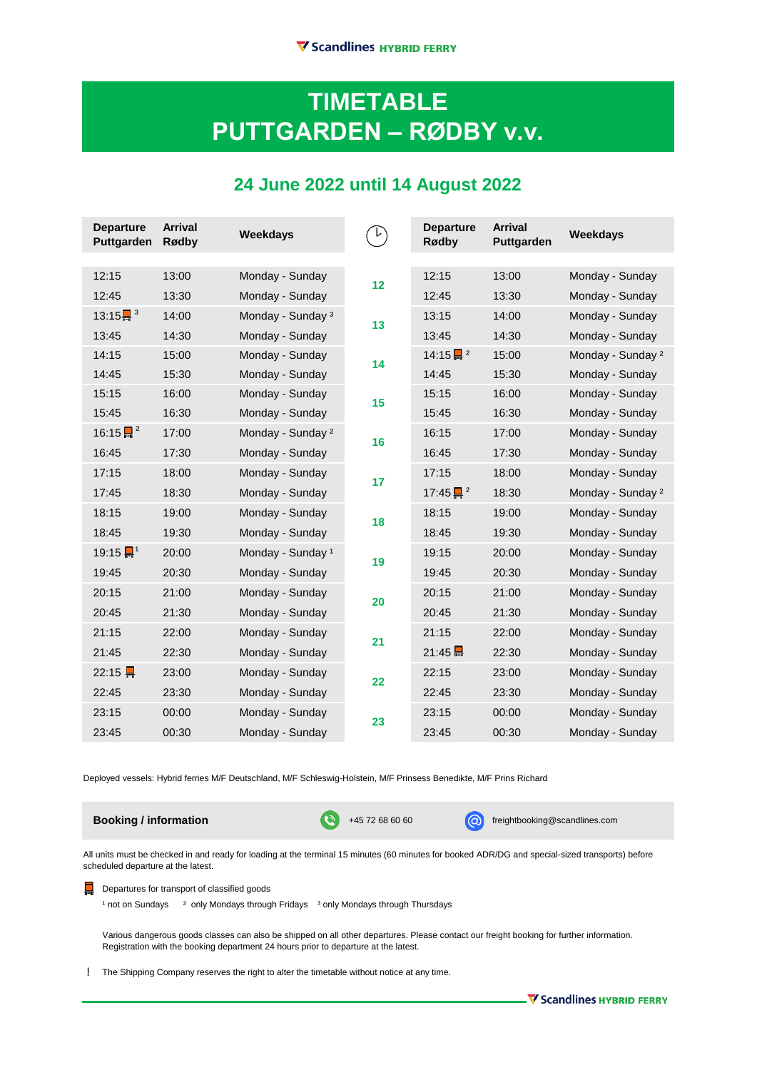Scandlines HYBRID FERRY

# TIMETABLE PUTTGARDEN – RØDBY v.v.

## 24 June 2022 until 14 August 2022

| Departure Puttgarden | Arrival Rødby | Weekdays | 🕐 | Departure Rødby | Arrival Puttgarden | Weekdays |
|---|---|---|---|---|---|---|
| 12:15 | 13:00 | Monday - Sunday | 12 | 12:15 | 13:00 | Monday - Sunday |
| 12:45 | 13:30 | Monday - Sunday | | 12:45 | 13:30 | Monday - Sunday |
| 13:15 [3] | 14:00 | Monday - Sunday [3] | 13 | 13:15 | 14:00 | Monday - Sunday |
| 13:45 | 14:30 | Monday - Sunday | | 13:45 | 14:30 | Monday - Sunday |
| 14:15 | 15:00 | Monday - Sunday | 14 | 14:15 [2] | 15:00 | Monday - Sunday [2] |
| 14:45 | 15:30 | Monday - Sunday | | 14:45 | 15:30 | Monday - Sunday |
| 15:15 | 16:00 | Monday - Sunday | 15 | 15:15 | 16:00 | Monday - Sunday |
| 15:45 | 16:30 | Monday - Sunday | | 15:45 | 16:30 | Monday - Sunday |
| 16:15 [2] | 17:00 | Monday - Sunday [2] | 16 | 16:15 | 17:00 | Monday - Sunday |
| 16:45 | 17:30 | Monday - Sunday | | 16:45 | 17:30 | Monday - Sunday |
| 17:15 | 18:00 | Monday - Sunday | 17 | 17:15 | 18:00 | Monday - Sunday |
| 17:45 | 18:30 | Monday - Sunday | | 17:45 [2] | 18:30 | Monday - Sunday [2] |
| 18:15 | 19:00 | Monday - Sunday | 18 | 18:15 | 19:00 | Monday - Sunday |
| 18:45 | 19:30 | Monday - Sunday | | 18:45 | 19:30 | Monday - Sunday |
| 19:15 [1] | 20:00 | Monday - Sunday [1] | 19 | 19:15 | 20:00 | Monday - Sunday |
| 19:45 | 20:30 | Monday - Sunday | | 19:45 | 20:30 | Monday - Sunday |
| 20:15 | 21:00 | Monday - Sunday | 20 | 20:15 | 21:00 | Monday - Sunday |
| 20:45 | 21:30 | Monday - Sunday | | 20:45 | 21:30 | Monday - Sunday |
| 21:15 | 22:00 | Monday - Sunday | 21 | 21:15 | 22:00 | Monday - Sunday |
| 21:45 | 22:30 | Monday - Sunday | | 21:45 | 22:30 | Monday - Sunday |
| 22:15 | 23:00 | Monday - Sunday | 22 | 22:15 | 23:00 | Monday - Sunday |
| 22:45 | 23:30 | Monday - Sunday | | 22:45 | 23:30 | Monday - Sunday |
| 23:15 | 00:00 | Monday - Sunday | 23 | 23:15 | 00:00 | Monday - Sunday |
| 23:45 | 00:30 | Monday - Sunday | | 23:45 | 00:30 | Monday - Sunday |

Note: Departures marked with a transport icon: Puttgarden 13:15, 16:15, 19:15, 22:15; Rødby 14:15, 17:45, 21:45.

Deployed vessels: Hybrid ferries M/F Deutschland, M/F Schleswig-Holstein, M/F Prinsess Benedikte, M/F Prins Richard

**Booking / information** +45 72 68 60 60 freightbooking@scandlines.com

All units must be checked in and ready for loading at the terminal 15 minutes (60 minutes for booked ADR/DG and special-sized transports) before scheduled departure at the latest.

Departures for transport of classified goods

[1] not on Sundays [2] only Mondays through Fridays [3] only Mondays through Thursdays

Various dangerous goods classes can also be shipped on all other departures. Please contact our freight booking for further information. Registration with the booking department 24 hours prior to departure at the latest.

! The Shipping Company reserves the right to alter the timetable without notice at any time.